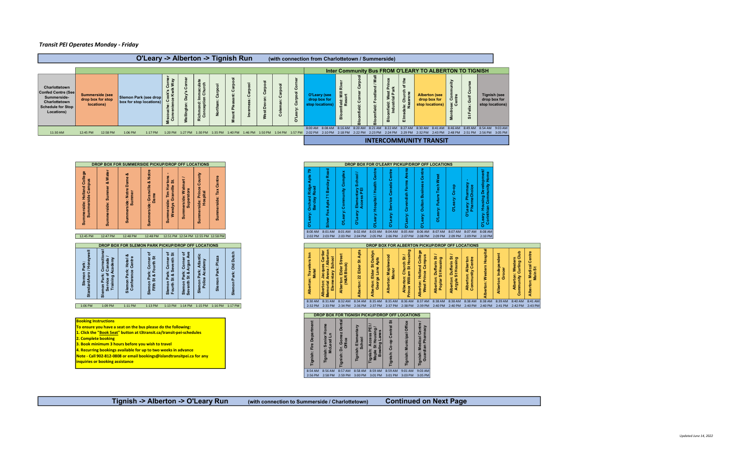*Transit PEI Operates Monday - Friday*

# O'Leary -> Alberton -> Tignish Run (with connection from Charlottetown / Summerside)

| Charlottetown Confed Centre (See Summerside-Charlottetown Schedule for Stop Locations) | Summerside (see drop box for stop locations) | | Slemon Park (see drop box for stop locations) | | Miscouche: Cook's Corner Convenience Kwik Way | Wellington: Day's Corner | Richmond: Immaculate Conception Church | Northam: Carpool | Mount Pleasant: Carpool | Inverness: Carpool | West Devon: Carpool | Coleman: Carpool | O'Leary: Carpool Corner | O'Leary (see drop box for stop locations) | | Bloomfield: Mill River Resort | Bloomfield: Corner Carpool | Bloomfield: Foodland / Mall | Bloomfield: West Prince Industrial Park | Elmsdale: Church of the Nazarene | Alberton (see drop box for stop locations) | | Montrose: Community Centre | St Felix: Golf Course | Tignish (see drop box for stop locations) | |
|---|---|---|---|---|---|---|---|---|---|---|---|---|---|---|---|---|---|---|---|---|---|---|---|---|---|---|
| | | | | | | | | | | | | | | 8:00 AM | 8:08 AM | 8:16 AM | 8:20 AM | 8:21 AM | 8:22 AM | 8:27 AM | 8:30 AM | 8:41 AM | 8:46 AM | 8:49 AM | 8:54 AM | 9:03 AM |
| 11:30 AM | 12:45 PM | 12:58 PM | 1:06 PM | 1:17 PM | 1:20 PM | 1:27 PM | 1:30 PM | 1:35 PM | 1:40 PM | 1:46 PM | 1:50 PM | 1:54 PM | 1:57 PM | 2:02 PM | 2:10 PM | 2:18 PM | 2:22 PM | 2:23 PM | 2:24 PM | 2:29 PM | 2:32 PM | 2:43 PM | 2:48 PM | 2:51 PM | 2:56 PM | 3:05 PM |

Inter Community Bus FROM O'LEARY TO ALBERTON TO TIGNISH — **INTERCOMMUNITY TRANSIT**

## DROP BOX FOR SUMMERSIDE PICKUP/DROP OFF LOCATIONS

| Summerside: Holland College Summerside Campus | Summerside: Summer & Water | Summerside: Notre Dame & Summer | Summerside: Granville & Notre Dame | Summerside: Tim Hortons - Wendys Granville St. | Summerside: Walmart / Superstore | Summerside: Prince County Hospital | Summerside: Tax Centre |
|---|---|---|---|---|---|---|---|
| 12:45 PM | 12:47 PM | 12:48 PM | 12:48 PM | 12:51 PM | 12:54 PM | 12:55 PM | 12:58 PM |

## DROP BOX FOR SLEMON PARK PICKUP/DROP OFF LOCATIONS

| Slemon Park: StandardAero / Honeywell | Slemon Park: Correctional Service of Canada / Training Academy | Slemon Park: Hotel & Conference Centre | Slemon Park: Corner of Fifth St & Fourth St | Slemon Park: Corner of Fourth St & Seventh St | Slemon Park: Corner of Seventh St & Argus Ave | Slemon Park: Atlantic Police Academy | Slemon Park: Plaza | Slemon Park: Old Dutch |
|---|---|---|---|---|---|---|---|---|
| 1:06 PM | 1:09 PM | 1:11 PM | 1:13 PM | 1:13 PM | 1:14 PM | 1:15 PM | 1:16 PM | 1:17 PM |

**Booking Instructions**
To ensure you have a seat on the bus please do the following:
1. Click the "Book Seat" button at t3transit.ca/transit-pei-schedules
2. Complete booking
3. Book minimum 3 hours before you wish to travel
4. Recurring bookings available for up to two weeks in advance
Note - Call 902-812-0808 or email bookings@islandtransitpei.ca for any inquiries or booking assistance

## DROP BOX FOR O'LEARY PICKUP/DROP OFF LOCATIONS

| O'Leary: Orchard Ridge Apts 79 Barclay Road | Silver Fox Apts 71 Barclay Road | O'Leary: Community Complex | O'Leary: Elementary School / Access PEI | O'Leary: Hospital / Health Centre | O'Leary: Service Canada Centre | O'Leary: Cavendish Farms Arena | O'Leary: Oulton Business Centre | O'Leary: Future Tech West | O'Leary: Co-op | O'Leary: Pharmacy - PharmaChoice | O'Leary: Housing Development / Corinthian Community Home |
|---|---|---|---|---|---|---|---|---|---|---|---|
| 8:00 AM | 8:01 AM | 8:01 AM | 8:02 AM | 8:03 AM | 8:04 AM | 8:05 AM | 8:06 AM | 8:07 AM | 8:07 AM | 8:07 AM | 8:08 AM |
| 2:02 PM | 2:03 PM | 2:03 PM | 2:04 PM | 2:05 PM | 2:06 PM | 2:07 PM | 2:08 PM | 2:09 PM | 2:09 PM | 2:09 PM | 2:10 PM |

## DROP BOX FOR ALBERTON PICKUP/DROP OFF LOCATIONS

| Alberton: Travelers Inn Motel | Alberton: Jacques Cartier Memorial Arena / Alberton Elementary School | Alberton: Elder Street (H&R Block) | Alberton: 22 Elder St Apts | Alberton Elder St Oaklyn George Lane Apts | Alberton: Maplewood Manor | Alberton: Church St / Prince William St Housing | Alberton: Holland College West Prince Campus | Alberton: Dufferin St / Poplar St Housing | Alberton: Dufferin St / Argyle St Housing | Alberton: Alberton Community Centre | Alberton: Western Hospital | Alberton: Independent Grocer | Alberton: Western Community Curling Club | Alberton: Medical Centre Main St |
|---|---|---|---|---|---|---|---|---|---|---|---|---|---|---|
| 8:30 AM | 8:31 AM | 8:32 AM | 8:34 AM | 8:35 AM | 8:35 AM | 8:36 AM | 8:37 AM | 8:38 AM | 8:38 AM | 8:38 AM | 8:38 AM | 8:39 AM | 8:40 AM | 8:41 AM |
| 2:32 PM | 2:33 PM | 2:34 PM | 2:36 PM | 2:37 PM | 2:37 PM | 2:38 PM | 2:39 PM | 2:40 PM | 2:40 PM | 2:40 PM | 2:40 PM | 2:41 PM | 2:42 PM | 2:43 PM |

## DROP BOX FOR TIGNISH PICKUP/DROP OFF LOCATIONS

| Tignish: Fire Department | Tignish: Senior Home McLeod Ln | Tignish: Dr. Gomez Dental Office | Tignish: Elementary School | Tignish: Access PEI / Maple St Housing / Bowling Lanes | Tignish: Co-op Central St | Tignish: Municipal Office | Tignish: Medical Centre / Guardian Pharmacy |
|---|---|---|---|---|---|---|---|
| 8:54 AM | 8:56 AM | 8:57 AM | 8:58 AM | 8:59 AM | 8:59 AM | 9:01 AM | 9:03 AM |
| 2:56 PM | 2:58 PM | 2:59 PM | 3:00 PM | 3:01 PM | 3:01 PM | 3:03 PM | 3:05 PM |

# Tignish -> Alberton -> O'Leary Run (with connection to Summerside / Charlottetown) Continued on Next Page

*Updated June 14, 2022*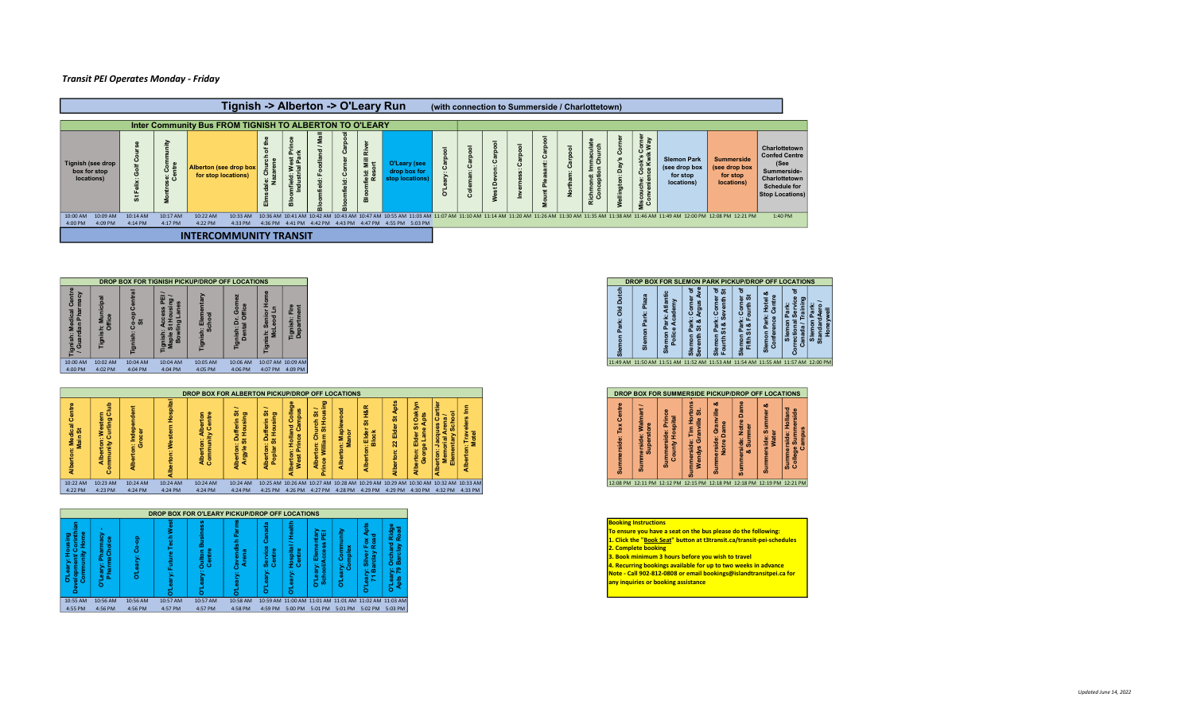*Transit PEI Operates Monday - Friday*

## Tignish -> Alberton -> O'Leary Run (with connection to Summerside / Charlottetown)

### Inter Community Bus FROM TIGNISH TO ALBERTON TO O'LEARY

| Tignish (see drop box for stop locations) | | St Felix: Golf Course | Montrose: Community Centre | Alberton (see drop box for stop locations) | | Elmsdale: Church of the Nazarene | Bloomfield: West Prince Industrial Park | Bloomfield: Foodland / Mall | Bloomfield: Corner Carpool | Bloomfield: Mill River Resort | O'Leary (see drop box for stop locations) | | O'Leary: Carpool | Coleman: Carpool | West Devon: Carpool | Inverness: Carpool | Mount Pleasant: Carpool | Northam: Carpool | Richmond: Immaculate Conception Church | Wellington: Day's Corner | Miscouche: Cook's Corner Convenience Kwik Way | Slemon Park (see drop box for stop locations) | Summerside (see drop box for stop locations) | | Charlottetown Confed Centre (See Summerside-Charlottetown Schedule for Stop Locations) |
|---|---|---|---|---|---|---|---|---|---|---|---|---|---|---|---|---|---|---|---|---|---|---|---|---|---|
| 10:00 AM | 10:09 AM | 10:14 AM | 10:17 AM | 10:22 AM | 10:33 AM | 10:36 AM | 10:41 AM | 10:42 AM | 10:43 AM | 10:47 AM | 10:55 AM | 11:03 AM | 11:07 AM | 11:10 AM | 11:14 AM | 11:20 AM | 11:26 AM | 11:30 AM | 11:35 AM | 11:38 AM | 11:46 AM | 11:49 AM | 12:00 PM | 12:08 PM | 12:21 PM | 1:40 PM |
| 4:00 PM | 4:09 PM | 4:14 PM | 4:17 PM | 4:22 PM | 4:33 PM | 4:36 PM | 4:41 PM | 4:42 PM | 4:43 PM | 4:47 PM | 4:55 PM | 5:03 PM | | | | | | | | | | | | | | |

**INTERCOMMUNITY TRANSIT**

### DROP BOX FOR TIGNISH PICKUP/DROP OFF LOCATIONS

| Tignish: Medical Centre / Guardian Pharmacy | Tignish: Municipal Office | Tignish: Co-op Central St | Tignish: Access PEI / Maple St Housing / Bowling Lanes | Tignish: Elementary School | Tignish: Dr. Gomez Dental Office | Tignish: Senior Home McLeod Ln | Tignish: Fire Department |
|---|---|---|---|---|---|---|---|
| 10:00 AM | 10:02 AM | 10:04 AM | 10:04 AM | 10:05 AM | 10:06 AM | 10:07 AM | 10:09 AM |
| 4:00 PM | 4:02 PM | 4:04 PM | 4:04 PM | 4:05 PM | 4:06 PM | 4:07 PM | 4:09 PM |

### DROP BOX FOR ALBERTON PICKUP/DROP OFF LOCATIONS

| Alberton: Medical Centre Main St | Alberton: Western Community Curling Club | Alberton: Independent Grocer | Alberton: Western Hospital | Alberton: Alberton Community Centre | Alberton: Dufferin St / Argyle St Housing | Alberton: Dufferin St / Poplar St Housing | Alberton: Holland College West Prince Campus | Alberton: Church St / Prince William St Housing | Alberton: Maplewood Manor | Alberton: Elder St H&R Block | Alberton: 22 Elder St Apts | Alberton: Elder St Oaklyn Gauge Lane Apts | Alberton: Jacques Cartier Memorial Arena / Elementary School | Alberton: Travelers Inn Motel |
|---|---|---|---|---|---|---|---|---|---|---|---|---|---|---|
| 10:22 AM | 10:23 AM | 10:24 AM | 10:24 AM | 10:24 AM | 10:24 AM | 10:25 AM | 10:26 AM | 10:27 AM | 10:28 AM | 10:29 AM | 10:29 AM | 10:30 AM | 10:32 AM | 10:33 AM |
| 4:22 PM | 4:23 PM | 4:24 PM | 4:24 PM | 4:24 PM | 4:24 PM | 4:25 PM | 4:26 PM | 4:27 PM | 4:28 PM | 4:29 PM | 4:29 PM | 4:30 PM | 4:32 PM | 4:33 PM |

### DROP BOX FOR O'LEARY PICKUP/DROP OFF LOCATIONS

| O'Leary: Housing Development Corinthian Community Home | O'Leary: Pharmacy - PharmaChoice | O'Leary: Co-op | O'Leary: Future Tech West | O'Leary: Oulton Business Centre | O'Leary: Cavendish Farms Arena | O'Leary: Service Canada Centre | O'Leary: Hospital / Health Centre | O'Leary: Elementary School/Access PEI | O'Leary: Community Complex | O'Leary: Silver Fox Apts 71 Barclay Road | O'Leary: Orchard Ridge Apts 79 Barclay Road |
|---|---|---|---|---|---|---|---|---|---|---|---|
| 10:55 AM | 10:56 AM | 10:56 AM | 10:57 AM | 10:57 AM | 10:58 AM | 10:59 AM | 11:00 AM | 11:01 AM | 11:01 AM | 11:02 AM | 11:03 AM |
| 4:55 PM | 4:56 PM | 4:56 PM | 4:57 PM | 4:57 PM | 4:58 PM | 4:59 PM | 5:00 PM | 5:01 PM | 5:01 PM | 5:02 PM | 5:03 PM |

### DROP BOX FOR SLEMON PARK PICKUP/DROP OFF LOCATIONS

| Slemon Park: Old Dutch | Slemon Park: Plaza | Slemon Park: Atlantic Police Academy | Slemon Park: Corner of Seventh St & Argus Ave | Slemon Park: Corner of Fourth St & Seventh St | Slemon Park: Corner of Fifth St & Fourth St | Slemon Park: Hotel & Conference Centre | Slemon Park: Correctional Service of Canada / Training | Slemon Park: StandardAero / Honeywell |
|---|---|---|---|---|---|---|---|---|
| 11:49 AM | 11:50 AM | 11:51 AM | 11:52 AM | 11:53 AM | 11:54 AM | 11:55 AM | 11:57 AM | 12:00 PM |

### DROP BOX FOR SUMMERSIDE PICKUP/DROP OFF LOCATIONS

| Summerside: Tax Centre | Summerside: Walmart / Superstore | Summerside: Prince County Hospital | Summerside: Tim Hortons Wendys Granville St. | Summerside: Granville & Notre Dame | Summerside: Notre Dame & Summer | Summerside: Summer & Water | Summerside: Holland College Summerside Campus |
|---|---|---|---|---|---|---|---|
| 12:08 PM | 12:11 PM | 12:12 PM | 12:15 PM | 12:18 PM | 12:18 PM | 12:19 PM | 12:21 PM |

**Booking Instructions**

To ensure you have a seat on the bus please do the following:

1. Click the "Book Seat" button at t3transit.ca/transit-pei-schedules
2. Complete booking
3. Book minimum 3 hours before you wish to travel
4. Recurring bookings available for up to two weeks in advance

Note - Call 902-812-0808 or email bookings@islandtransitpei.ca for any inquiries or booking assistance

*Updated June 14, 2022*